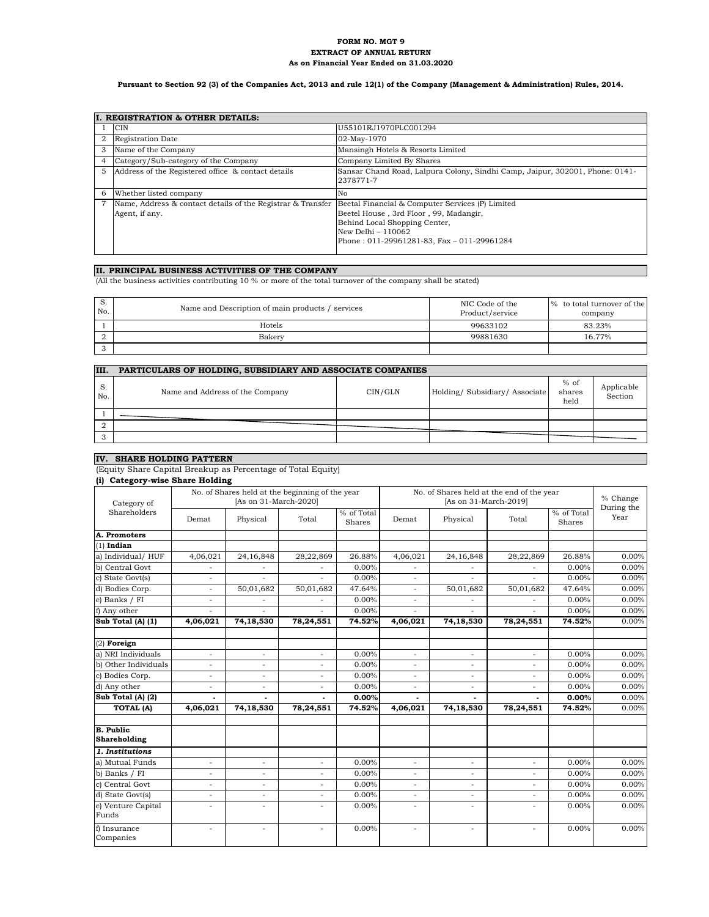**FORM NO. MGT 9**
**EXTRACT OF ANNUAL RETURN**
**As on Financial Year Ended on 31.03.2020**

**Pursuant to Section 92 (3) of the Companies Act, 2013 and rule 12(1) of the Company (Management & Administration) Rules, 2014.**

| **I. REGISTRATION & OTHER DETAILS:** | | |
|---|---|---|
| 1 | CIN | U55101RJ1970PLC001294 |
| 2 | Registration Date | 02-May-1970 |
| 3 | Name of the Company | Mansingh Hotels & Resorts Limited |
| 4 | Category/Sub-category of the Company | Company Limited By Shares |
| 5 | Address of the Registered office & contact details | Sansar Chand Road, Lalpura Colony, Sindhi Camp, Jaipur, 302001, Phone: 0141-2378771-7 |
| 6 | Whether listed company | No |
| 7 | Name, Address & contact details of the Registrar & Transfer Agent, if any. | Beetal Financial & Computer Services (P) Limited<br>Beetel House , 3rd Floor , 99, Madangir,<br>Behind Local Shopping Center,<br>New Delhi – 110062<br>Phone : 011-29961281-83, Fax – 011-29961284 |

**II. PRINCIPAL BUSINESS ACTIVITIES OF THE COMPANY**

(All the business activities contributing 10 % or more of the total turnover of the company shall be stated)

| S. No. | Name and Description of main products / services | NIC Code of the Product/service | % to total turnover of the company |
|---|---|---|---|
| 1 | Hotels | 99633102 | 83.23% |
| 2 | Bakery | 99881630 | 16.77% |
| 3 | | | |

**III. PARTICULARS OF HOLDING, SUBSIDIARY AND ASSOCIATE COMPANIES**

| S. No. | Name and Address of the Company | CIN/GLN | Holding/ Subsidiary/ Associate | % of shares held | Applicable Section |
|---|---|---|---|---|---|
| 1 | | | | | |
| 2 | | | | | |
| 3 | | | | | |

**IV. SHARE HOLDING PATTERN**

(Equity Share Capital Breakup as Percentage of Total Equity)

**(i) Category-wise Share Holding**

| Category of Shareholders | No. of Shares held at the beginning of the year [As on 31-March-2020] | | | | No. of Shares held at the end of the year [As on 31-March-2019] | | | | % Change During the Year |
|---|---|---|---|---|---|---|---|---|---|
| | Demat | Physical | Total | % of Total Shares | Demat | Physical | Total | % of Total Shares | |
| **A. Promoters** | | | | | | | | | |
| (1) **Indian** | | | | | | | | | |
| a) Individual/ HUF | 4,06,021 | 24,16,848 | 28,22,869 | 26.88% | 4,06,021 | 24,16,848 | 28,22,869 | 26.88% | 0.00% |
| b) Central Govt | - | - | - | 0.00% | - | - | - | 0.00% | 0.00% |
| c) State Govt(s) | - | - | - | 0.00% | - | - | - | 0.00% | 0.00% |
| d) Bodies Corp. | - | 50,01,682 | 50,01,682 | 47.64% | - | 50,01,682 | 50,01,682 | 47.64% | 0.00% |
| e) Banks / FI | - | - | - | 0.00% | - | - | - | 0.00% | 0.00% |
| f) Any other | - | - | - | 0.00% | - | - | - | 0.00% | 0.00% |
| **Sub Total (A) (1)** | **4,06,021** | **74,18,530** | **78,24,551** | **74.52%** | **4,06,021** | **74,18,530** | **78,24,551** | **74.52%** | 0.00% |
| | | | | | | | | | |
| (2) **Foreign** | | | | | | | | | |
| a) NRI Individuals | - | - | - | 0.00% | - | - | - | 0.00% | 0.00% |
| b) Other Individuals | - | - | - | 0.00% | - | - | - | 0.00% | 0.00% |
| c) Bodies Corp. | - | - | - | 0.00% | - | - | - | 0.00% | 0.00% |
| d) Any other | - | - | - | 0.00% | - | - | - | 0.00% | 0.00% |
| **Sub Total (A) (2)** | **-** | **-** | **-** | **0.00%** | **-** | **-** | **-** | **0.00%** | 0.00% |
| **TOTAL (A)** | **4,06,021** | **74,18,530** | **78,24,551** | **74.52%** | **4,06,021** | **74,18,530** | **78,24,551** | **74.52%** | 0.00% |
| | | | | | | | | | |
| **B. Public Shareholding** | | | | | | | | | |
| ***1. Institutions*** | | | | | | | | | |
| a) Mutual Funds | - | - | - | 0.00% | - | - | - | 0.00% | 0.00% |
| b) Banks / FI | - | - | - | 0.00% | - | - | - | 0.00% | 0.00% |
| c) Central Govt | - | - | - | 0.00% | - | - | - | 0.00% | 0.00% |
| d) State Govt(s) | - | - | - | 0.00% | - | - | - | 0.00% | 0.00% |
| e) Venture Capital Funds | - | - | - | 0.00% | - | - | - | 0.00% | 0.00% |
| f) Insurance Companies | - | - | - | 0.00% | - | - | - | 0.00% | 0.00% |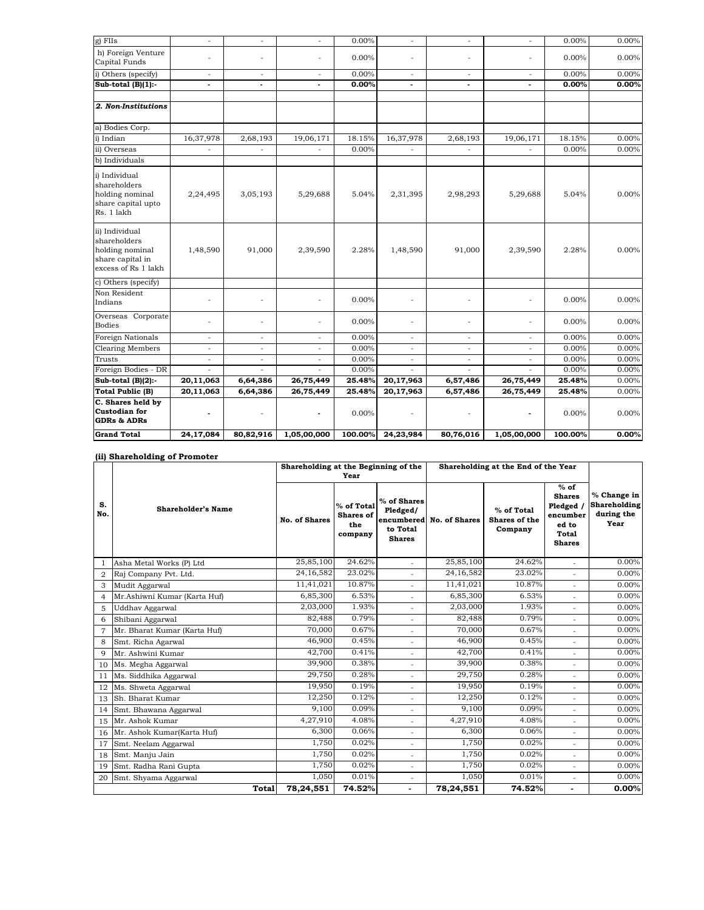| g) FIIs | - | - | - | 0.00% | - | - | - | 0.00% | 0.00% |
|---|---|---|---|---|---|---|---|---|---|
| h) Foreign Venture Capital Funds | - | - | - | 0.00% | - | - | - | 0.00% | 0.00% |
| i) Others (specify) | - | - | - | 0.00% | - | - | - | 0.00% | 0.00% |
| **Sub-total (B)(1):-** | **-** | **-** | **-** | **0.00%** | **-** | **-** | **-** | **0.00%** | **0.00%** |
| | | | | | | | | | |
| ***2. Non-Institutions*** | | | | | | | | | |
| a) Bodies Corp. | | | | | | | | | |
| i) Indian | 16,37,978 | 2,68,193 | 19,06,171 | 18.15% | 16,37,978 | 2,68,193 | 19,06,171 | 18.15% | 0.00% |
| ii) Overseas | - | - | - | 0.00% | - | - | - | 0.00% | 0.00% |
| b) Individuals | | | | | | | | | |
| i) Individual shareholders holding nominal share capital upto Rs. 1 lakh | 2,24,495 | 3,05,193 | 5,29,688 | 5.04% | 2,31,395 | 2,98,293 | 5,29,688 | 5.04% | 0.00% |
| ii) Individual shareholders holding nominal share capital in excess of Rs 1 lakh | 1,48,590 | 91,000 | 2,39,590 | 2.28% | 1,48,590 | 91,000 | 2,39,590 | 2.28% | 0.00% |
| c) Others (specify) | | | | | | | | | |
| Non Resident Indians | - | - | - | 0.00% | - | - | - | 0.00% | 0.00% |
| Overseas Corporate Bodies | - | - | - | 0.00% | - | - | - | 0.00% | 0.00% |
| Foreign Nationals | - | - | - | 0.00% | - | - | - | 0.00% | 0.00% |
| Clearing Members | - | - | - | 0.00% | - | - | - | 0.00% | 0.00% |
| Trusts | - | - | - | 0.00% | - | - | - | 0.00% | 0.00% |
| Foreign Bodies - DR | - | - | - | 0.00% | - | - | - | 0.00% | 0.00% |
| **Sub-total (B)(2):-** | **20,11,063** | **6,64,386** | **26,75,449** | **25.48%** | **20,17,963** | **6,57,486** | **26,75,449** | **25.48%** | 0.00% |
| **Total Public (B)** | **20,11,063** | **6,64,386** | **26,75,449** | **25.48%** | **20,17,963** | **6,57,486** | **26,75,449** | **25.48%** | 0.00% |
| **C. Shares held by Custodian for GDRs & ADRs** | **-** | - | **-** | 0.00% | - | - | **-** | 0.00% | 0.00% |
| **Grand Total** | **24,17,084** | **80,82,916** | **1,05,00,000** | **100.00%** | **24,23,984** | **80,76,016** | **1,05,00,000** | **100.00%** | **0.00%** |

### (ii) Shareholding of Promoter

| S. No. | Shareholder's Name | Shareholding at the Beginning of the Year | | | Shareholding at the End of the Year | | | % Change in Shareholding during the Year |
|---|---|---|---|---|---|---|---|---|
| | | No. of Shares | % of Total Shares of the company | % of Shares Pledged/ encumbered to Total Shares | No. of Shares | % of Total Shares of the Company | % of Shares Pledged / encumbered to Total Shares | |
| 1 | Asha Metal Works (P) Ltd | 25,85,100 | 24.62% | - | 25,85,100 | 24.62% | - | 0.00% |
| 2 | Raj Company Pvt. Ltd. | 24,16,582 | 23.02% | - | 24,16,582 | 23.02% | - | 0.00% |
| 3 | Mudit Aggarwal | 11,41,021 | 10.87% | - | 11,41,021 | 10.87% | - | 0.00% |
| 4 | Mr.Ashiwni Kumar (Karta Huf) | 6,85,300 | 6.53% | - | 6,85,300 | 6.53% | - | 0.00% |
| 5 | Uddhav Aggarwal | 2,03,000 | 1.93% | - | 2,03,000 | 1.93% | - | 0.00% |
| 6 | Shibani Aggarwal | 82,488 | 0.79% | - | 82,488 | 0.79% | - | 0.00% |
| 7 | Mr. Bharat Kumar (Karta Huf) | 70,000 | 0.67% | - | 70,000 | 0.67% | - | 0.00% |
| 8 | Smt. Richa Agarwal | 46,900 | 0.45% | - | 46,900 | 0.45% | - | 0.00% |
| 9 | Mr. Ashwini Kumar | 42,700 | 0.41% | - | 42,700 | 0.41% | - | 0.00% |
| 10 | Ms. Megha Aggarwal | 39,900 | 0.38% | - | 39,900 | 0.38% | - | 0.00% |
| 11 | Ms. Siddhika Aggarwal | 29,750 | 0.28% | - | 29,750 | 0.28% | - | 0.00% |
| 12 | Ms. Shweta Aggarwal | 19,950 | 0.19% | - | 19,950 | 0.19% | - | 0.00% |
| 13 | Sh. Bharat Kumar | 12,250 | 0.12% | - | 12,250 | 0.12% | - | 0.00% |
| 14 | Smt. Bhawana Aggarwal | 9,100 | 0.09% | - | 9,100 | 0.09% | - | 0.00% |
| 15 | Mr. Ashok Kumar | 4,27,910 | 4.08% | - | 4,27,910 | 4.08% | - | 0.00% |
| 16 | Mr. Ashok Kumar(Karta Huf) | 6,300 | 0.06% | - | 6,300 | 0.06% | - | 0.00% |
| 17 | Smt. Neelam Aggarwal | 1,750 | 0.02% | - | 1,750 | 0.02% | - | 0.00% |
| 18 | Smt. Manju Jain | 1,750 | 0.02% | - | 1,750 | 0.02% | - | 0.00% |
| 19 | Smt. Radha Rani Gupta | 1,750 | 0.02% | - | 1,750 | 0.02% | - | 0.00% |
| 20 | Smt. Shyama Aggarwal | 1,050 | 0.01% | - | 1,050 | 0.01% | - | 0.00% |
| | **Total** | **78,24,551** | **74.52%** | **-** | **78,24,551** | **74.52%** | **-** | **0.00%** |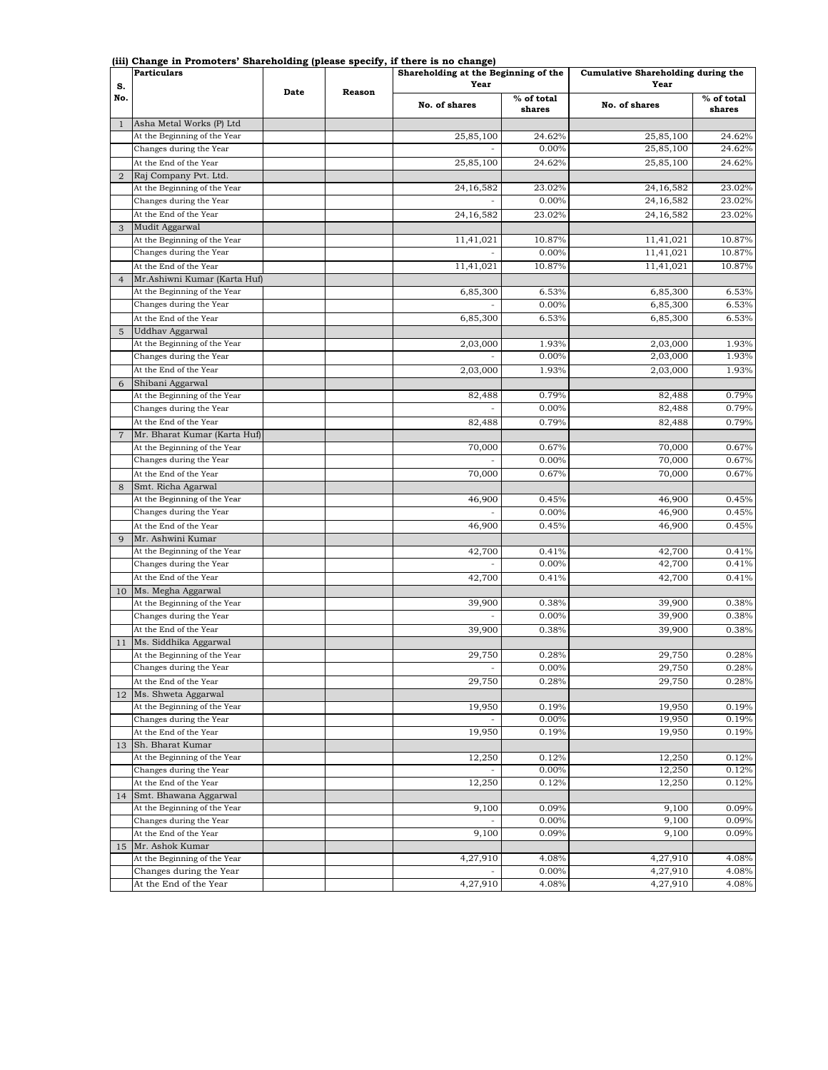**(iii) Change in Promoters' Shareholding (please specify, if there is no change)**

| S. No. | Particulars | Date | Reason | Shareholding at the Beginning of the Year | | Cumulative Shareholding during the Year | |
|---|---|---|---|---|---|---|---|
| | | | | No. of shares | % of total shares | No. of shares | % of total shares |
| 1 | Asha Metal Works (P) Ltd | | | | | | |
| | At the Beginning of the Year | | | 25,85,100 | 24.62% | 25,85,100 | 24.62% |
| | Changes during the Year | | | - | 0.00% | 25,85,100 | 24.62% |
| | At the End of the Year | | | 25,85,100 | 24.62% | 25,85,100 | 24.62% |
| 2 | Raj Company Pvt. Ltd. | | | | | | |
| | At the Beginning of the Year | | | 24,16,582 | 23.02% | 24,16,582 | 23.02% |
| | Changes during the Year | | | - | 0.00% | 24,16,582 | 23.02% |
| | At the End of the Year | | | 24,16,582 | 23.02% | 24,16,582 | 23.02% |
| 3 | Mudit Aggarwal | | | | | | |
| | At the Beginning of the Year | | | 11,41,021 | 10.87% | 11,41,021 | 10.87% |
| | Changes during the Year | | | - | 0.00% | 11,41,021 | 10.87% |
| | At the End of the Year | | | 11,41,021 | 10.87% | 11,41,021 | 10.87% |
| 4 | Mr.Ashiwni Kumar (Karta Huf) | | | | | | |
| | At the Beginning of the Year | | | 6,85,300 | 6.53% | 6,85,300 | 6.53% |
| | Changes during the Year | | | - | 0.00% | 6,85,300 | 6.53% |
| | At the End of the Year | | | 6,85,300 | 6.53% | 6,85,300 | 6.53% |
| 5 | Uddhav Aggarwal | | | | | | |
| | At the Beginning of the Year | | | 2,03,000 | 1.93% | 2,03,000 | 1.93% |
| | Changes during the Year | | | - | 0.00% | 2,03,000 | 1.93% |
| | At the End of the Year | | | 2,03,000 | 1.93% | 2,03,000 | 1.93% |
| 6 | Shibani Aggarwal | | | | | | |
| | At the Beginning of the Year | | | 82,488 | 0.79% | 82,488 | 0.79% |
| | Changes during the Year | | | - | 0.00% | 82,488 | 0.79% |
| | At the End of the Year | | | 82,488 | 0.79% | 82,488 | 0.79% |
| 7 | Mr. Bharat Kumar (Karta Huf) | | | | | | |
| | At the Beginning of the Year | | | 70,000 | 0.67% | 70,000 | 0.67% |
| | Changes during the Year | | | - | 0.00% | 70,000 | 0.67% |
| | At the End of the Year | | | 70,000 | 0.67% | 70,000 | 0.67% |
| 8 | Smt. Richa Agarwal | | | | | | |
| | At the Beginning of the Year | | | 46,900 | 0.45% | 46,900 | 0.45% |
| | Changes during the Year | | | - | 0.00% | 46,900 | 0.45% |
| | At the End of the Year | | | 46,900 | 0.45% | 46,900 | 0.45% |
| 9 | Mr. Ashwini Kumar | | | | | | |
| | At the Beginning of the Year | | | 42,700 | 0.41% | 42,700 | 0.41% |
| | Changes during the Year | | | - | 0.00% | 42,700 | 0.41% |
| | At the End of the Year | | | 42,700 | 0.41% | 42,700 | 0.41% |
| 10 | Ms. Megha Aggarwal | | | | | | |
| | At the Beginning of the Year | | | 39,900 | 0.38% | 39,900 | 0.38% |
| | Changes during the Year | | | - | 0.00% | 39,900 | 0.38% |
| | At the End of the Year | | | 39,900 | 0.38% | 39,900 | 0.38% |
| 11 | Ms. Siddhika Aggarwal | | | | | | |
| | At the Beginning of the Year | | | 29,750 | 0.28% | 29,750 | 0.28% |
| | Changes during the Year | | | - | 0.00% | 29,750 | 0.28% |
| | At the End of the Year | | | 29,750 | 0.28% | 29,750 | 0.28% |
| 12 | Ms. Shweta Aggarwal | | | | | | |
| | At the Beginning of the Year | | | 19,950 | 0.19% | 19,950 | 0.19% |
| | Changes during the Year | | | - | 0.00% | 19,950 | 0.19% |
| | At the End of the Year | | | 19,950 | 0.19% | 19,950 | 0.19% |
| 13 | Sh. Bharat Kumar | | | | | | |
| | At the Beginning of the Year | | | 12,250 | 0.12% | 12,250 | 0.12% |
| | Changes during the Year | | | - | 0.00% | 12,250 | 0.12% |
| | At the End of the Year | | | 12,250 | 0.12% | 12,250 | 0.12% |
| 14 | Smt. Bhawana Aggarwal | | | | | | |
| | At the Beginning of the Year | | | 9,100 | 0.09% | 9,100 | 0.09% |
| | Changes during the Year | | | - | 0.00% | 9,100 | 0.09% |
| | At the End of the Year | | | 9,100 | 0.09% | 9,100 | 0.09% |
| 15 | Mr. Ashok Kumar | | | | | | |
| | At the Beginning of the Year | | | 4,27,910 | 4.08% | 4,27,910 | 4.08% |
| | Changes during the Year | | | - | 0.00% | 4,27,910 | 4.08% |
| | At the End of the Year | | | 4,27,910 | 4.08% | 4,27,910 | 4.08% |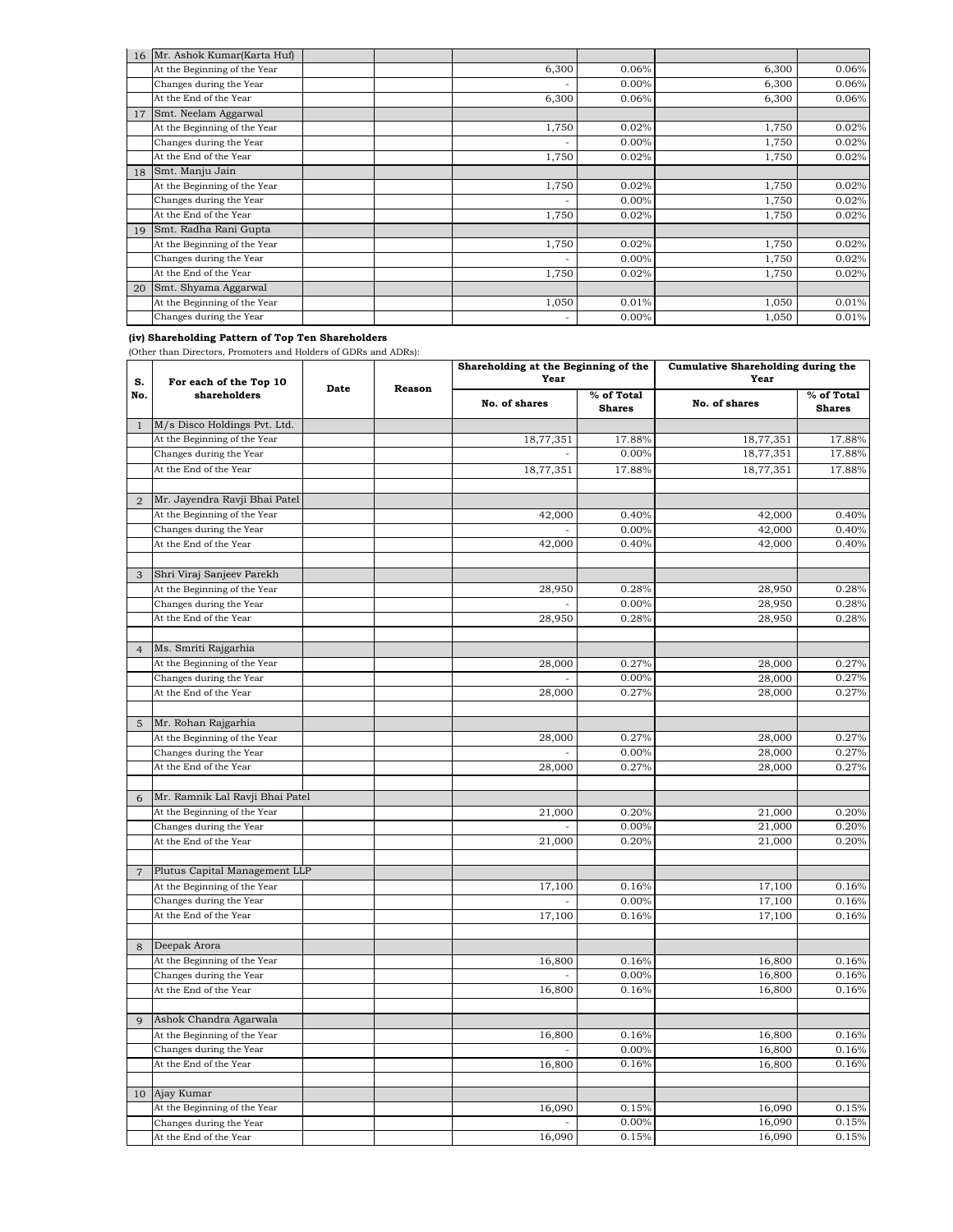| 16 | Mr. Ashok Kumar(Karta Huf) | | | | | | |
|---|---|---|---|---|---|---|---|
| | At the Beginning of the Year | | | 6,300 | 0.06% | 6,300 | 0.06% |
| | Changes during the Year | | | - | 0.00% | 6,300 | 0.06% |
| | At the End of the Year | | | 6,300 | 0.06% | 6,300 | 0.06% |
| 17 | Smt. Neelam Aggarwal | | | | | | |
| | At the Beginning of the Year | | | 1,750 | 0.02% | 1,750 | 0.02% |
| | Changes during the Year | | | - | 0.00% | 1,750 | 0.02% |
| | At the End of the Year | | | 1,750 | 0.02% | 1,750 | 0.02% |
| 18 | Smt. Manju Jain | | | | | | |
| | At the Beginning of the Year | | | 1,750 | 0.02% | 1,750 | 0.02% |
| | Changes during the Year | | | - | 0.00% | 1,750 | 0.02% |
| | At the End of the Year | | | 1,750 | 0.02% | 1,750 | 0.02% |
| 19 | Smt. Radha Rani Gupta | | | | | | |
| | At the Beginning of the Year | | | 1,750 | 0.02% | 1,750 | 0.02% |
| | Changes during the Year | | | - | 0.00% | 1,750 | 0.02% |
| | At the End of the Year | | | 1,750 | 0.02% | 1,750 | 0.02% |
| 20 | Smt. Shyama Aggarwal | | | | | | |
| | At the Beginning of the Year | | | 1,050 | 0.01% | 1,050 | 0.01% |
| | Changes during the Year | | | - | 0.00% | 1,050 | 0.01% |

**(iv) Shareholding Pattern of Top Ten Shareholders**

(Other than Directors, Promoters and Holders of GDRs and ADRs):

| S. No. | For each of the Top 10 shareholders | Date | Reason | Shareholding at the Beginning of the Year | | Cumulative Shareholding during the Year | |
|---|---|---|---|---|---|---|---|
| | | | | No. of shares | % of Total Shares | No. of shares | % of Total Shares |
| 1 | M/s Disco Holdings Pvt. Ltd. | | | | | | |
| | At the Beginning of the Year | | | 18,77,351 | 17.88% | 18,77,351 | 17.88% |
| | Changes during the Year | | | - | 0.00% | 18,77,351 | 17.88% |
| | At the End of the Year | | | 18,77,351 | 17.88% | 18,77,351 | 17.88% |
| 2 | Mr. Jayendra Ravji Bhai Patel | | | | | | |
| | At the Beginning of the Year | | | 42,000 | 0.40% | 42,000 | 0.40% |
| | Changes during the Year | | | - | 0.00% | 42,000 | 0.40% |
| | At the End of the Year | | | 42,000 | 0.40% | 42,000 | 0.40% |
| 3 | Shri Viraj Sanjeev Parekh | | | | | | |
| | At the Beginning of the Year | | | 28,950 | 0.28% | 28,950 | 0.28% |
| | Changes during the Year | | | - | 0.00% | 28,950 | 0.28% |
| | At the End of the Year | | | 28,950 | 0.28% | 28,950 | 0.28% |
| 4 | Ms. Smriti Rajgarhia | | | | | | |
| | At the Beginning of the Year | | | 28,000 | 0.27% | 28,000 | 0.27% |
| | Changes during the Year | | | - | 0.00% | 28,000 | 0.27% |
| | At the End of the Year | | | 28,000 | 0.27% | 28,000 | 0.27% |
| 5 | Mr. Rohan Rajgarhia | | | | | | |
| | At the Beginning of the Year | | | 28,000 | 0.27% | 28,000 | 0.27% |
| | Changes during the Year | | | - | 0.00% | 28,000 | 0.27% |
| | At the End of the Year | | | 28,000 | 0.27% | 28,000 | 0.27% |
| 6 | Mr. Ramnik Lal Ravji Bhai Patel | | | | | | |
| | At the Beginning of the Year | | | 21,000 | 0.20% | 21,000 | 0.20% |
| | Changes during the Year | | | - | 0.00% | 21,000 | 0.20% |
| | At the End of the Year | | | 21,000 | 0.20% | 21,000 | 0.20% |
| 7 | Plutus Capital Management LLP | | | | | | |
| | At the Beginning of the Year | | | 17,100 | 0.16% | 17,100 | 0.16% |
| | Changes during the Year | | | - | 0.00% | 17,100 | 0.16% |
| | At the End of the Year | | | 17,100 | 0.16% | 17,100 | 0.16% |
| 8 | Deepak Arora | | | | | | |
| | At the Beginning of the Year | | | 16,800 | 0.16% | 16,800 | 0.16% |
| | Changes during the Year | | | - | 0.00% | 16,800 | 0.16% |
| | At the End of the Year | | | 16,800 | 0.16% | 16,800 | 0.16% |
| 9 | Ashok Chandra Agarwala | | | | | | |
| | At the Beginning of the Year | | | 16,800 | 0.16% | 16,800 | 0.16% |
| | Changes during the Year | | | - | 0.00% | 16,800 | 0.16% |
| | At the End of the Year | | | 16,800 | 0.16% | 16,800 | 0.16% |
| 10 | Ajay Kumar | | | | | | |
| | At the Beginning of the Year | | | 16,090 | 0.15% | 16,090 | 0.15% |
| | Changes during the Year | | | - | 0.00% | 16,090 | 0.15% |
| | At the End of the Year | | | 16,090 | 0.15% | 16,090 | 0.15% |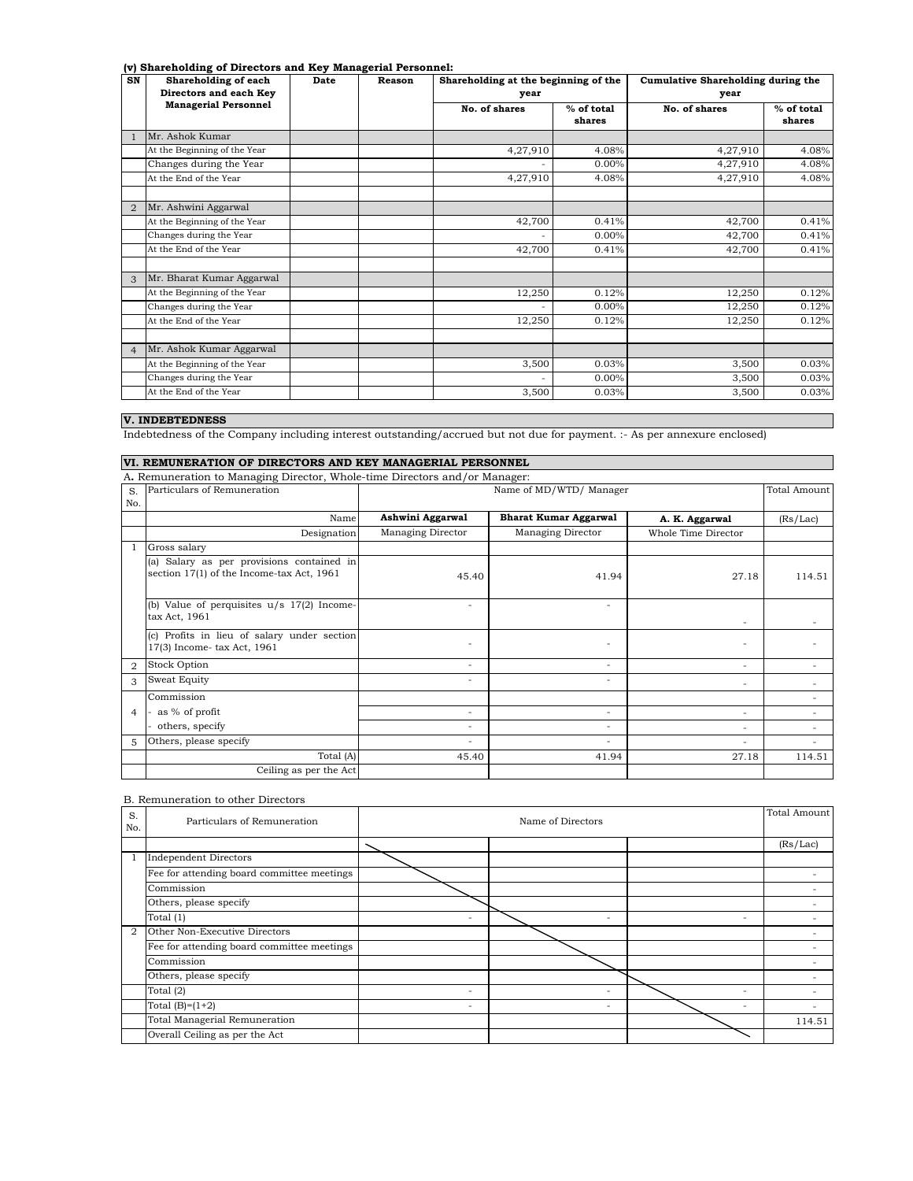### (v) Shareholding of Directors and Key Managerial Personnel:

| SN | Shareholding of each Directors and each Key Managerial Personnel | Date | Reason | Shareholding at the beginning of the year | | Cumulative Shareholding during the year | |
|---|---|---|---|---|---|---|---|
| | | | | No. of shares | % of total shares | No. of shares | % of total shares |
| 1 | Mr. Ashok Kumar | | | | | | |
| | At the Beginning of the Year | | | 4,27,910 | 4.08% | 4,27,910 | 4.08% |
| | Changes during the Year | | | - | 0.00% | 4,27,910 | 4.08% |
| | At the End of the Year | | | 4,27,910 | 4.08% | 4,27,910 | 4.08% |
| | | | | | | | |
| 2 | Mr. Ashwini Aggarwal | | | | | | |
| | At the Beginning of the Year | | | 42,700 | 0.41% | 42,700 | 0.41% |
| | Changes during the Year | | | - | 0.00% | 42,700 | 0.41% |
| | At the End of the Year | | | 42,700 | 0.41% | 42,700 | 0.41% |
| | | | | | | | |
| 3 | Mr. Bharat Kumar Aggarwal | | | | | | |
| | At the Beginning of the Year | | | 12,250 | 0.12% | 12,250 | 0.12% |
| | Changes during the Year | | | - | 0.00% | 12,250 | 0.12% |
| | At the End of the Year | | | 12,250 | 0.12% | 12,250 | 0.12% |
| | | | | | | | |
| 4 | Mr. Ashok Kumar Aggarwal | | | | | | |
| | At the Beginning of the Year | | | 3,500 | 0.03% | 3,500 | 0.03% |
| | Changes during the Year | | | - | 0.00% | 3,500 | 0.03% |
| | At the End of the Year | | | 3,500 | 0.03% | 3,500 | 0.03% |

### V. INDEBTEDNESS

Indebtedness of the Company including interest outstanding/accrued but not due for payment. :- As per annexure enclosed)

### VI. REMUNERATION OF DIRECTORS AND KEY MANAGERIAL PERSONNEL

A. Remuneration to Managing Director, Whole-time Directors and/or Manager:

| S. No. | Particulars of Remuneration | Name of MD/WTD/ Manager | | | Total Amount |
|---|---|---|---|---|---|
| | Name | **Ashwini Aggarwal** | **Bharat Kumar Aggarwal** | **A. K. Aggarwal** | (Rs/Lac) |
| | Designation | Managing Director | Managing Director | Whole Time Director | |
| 1 | Gross salary | | | | |
| | (a) Salary as per provisions contained in section 17(1) of the Income-tax Act, 1961 | 45.40 | 41.94 | 27.18 | 114.51 |
| | (b) Value of perquisites u/s 17(2) Income-tax Act, 1961 | - | - | - | - |
| | (c) Profits in lieu of salary under section 17(3) Income- tax Act, 1961 | - | - | - | - |
| 2 | Stock Option | - | - | - | - |
| 3 | Sweat Equity | - | - | - | - |
| 4 | Commission | | | | - |
| | - as % of profit | - | - | - | - |
| | - others, specify | - | - | - | - |
| 5 | Others, please specify | - | - | - | - |
| | Total (A) | 45.40 | 41.94 | 27.18 | 114.51 |
| | Ceiling as per the Act | | | | |

B. Remuneration to other Directors

| S. No. | Particulars of Remuneration | Name of Directors | | | Total Amount |
|---|---|---|---|---|---|
| | | | | | (Rs/Lac) |
| 1 | Independent Directors | | | | |
| | Fee for attending board committee meetings | | | | - |
| | Commission | | | | - |
| | Others, please specify | | | | - |
| | Total (1) | - | - | - | - |
| 2 | Other Non-Executive Directors | | | | - |
| | Fee for attending board committee meetings | | | | - |
| | Commission | | | | - |
| | Others, please specify | | | | - |
| | Total (2) | - | - | - | - |
| | Total (B)=(1+2) | - | - | - | - |
| | Total Managerial Remuneration | | | | 114.51 |
| | Overall Ceiling as per the Act | | | | |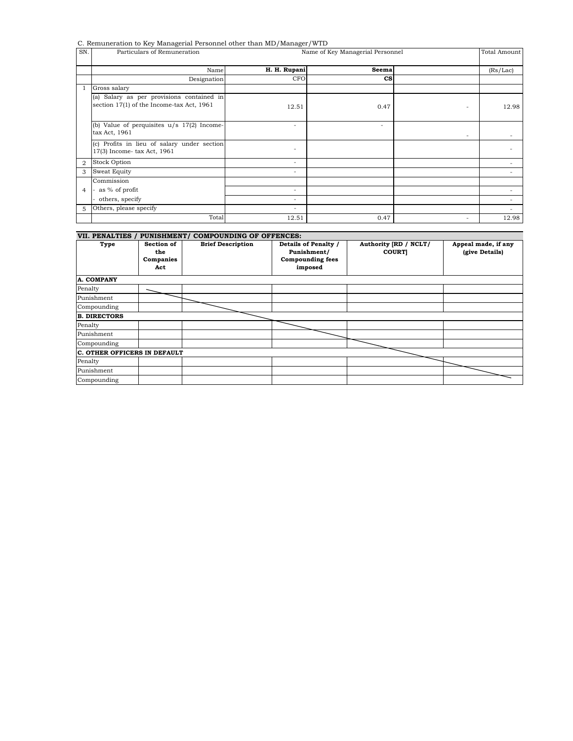C. Remuneration to Key Managerial Personnel other than MD/Manager/WTD

| SN. | Particulars of Remuneration | Name of Key Managerial Personnel | | | Total Amount |
|---|---|---|---|---|---|
| | Name | **H. H. Rupani** | **Seema** | | (Rs/Lac) |
| | Designation | CFO | **CS** | | |
| 1 | Gross salary | | | | |
| | (a) Salary as per provisions contained in section 17(1) of the Income-tax Act, 1961 | 12.51 | 0.47 | - | 12.98 |
| | (b) Value of perquisites u/s 17(2) Income-tax Act, 1961 | - | - | - | - |
| | (c) Profits in lieu of salary under section 17(3) Income- tax Act, 1961 | - | | | - |
| 2 | Stock Option | - | | | - |
| 3 | Sweat Equity | - | | | - |
| 4 | Commission | | | | |
| | - as % of profit | - | | | - |
| | - others, specify | - | | | - |
| 5 | Others, please specify | - | | | - |
| | Total | 12.51 | 0.47 | - | 12.98 |

## VII. PENALTIES / PUNISHMENT/ COMPOUNDING OF OFFENCES:

| Type | Section of the Companies Act | Brief Description | Details of Penalty / Punishment/ Compounding fees imposed | Authority [RD / NCLT/ COURT] | Appeal made, if any (give Details) |
|---|---|---|---|---|---|
| **A. COMPANY** | | | | | |
| Penalty | | | | | |
| Punishment | | | | | |
| Compounding | | | | | |
| **B. DIRECTORS** | | | | | |
| Penalty | | | | | |
| Punishment | | | | | |
| Compounding | | | | | |
| **C. OTHER OFFICERS IN DEFAULT** | | | | | |
| Penalty | | | | | |
| Punishment | | | | | |
| Compounding | | | | | |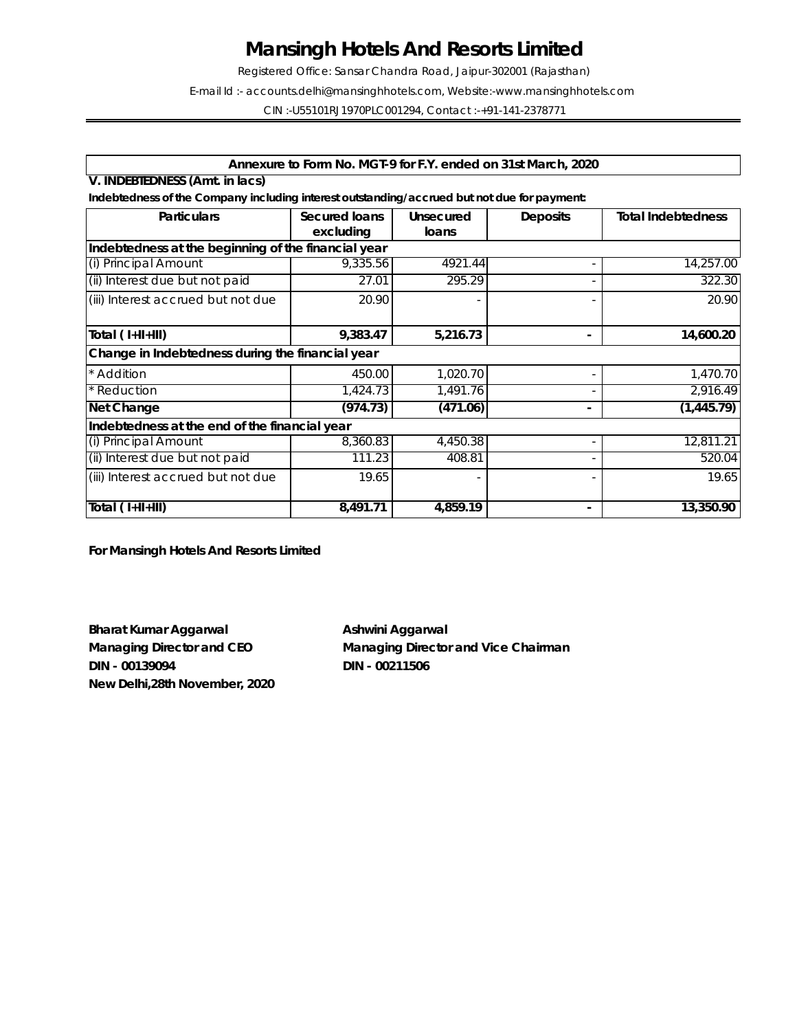# Mansingh Hotels And Resorts Limited

Registered Office: Sansar Chandra Road, Jaipur-302001 (Rajasthan)

E-mail Id :- accounts.delhi@mansinghhotels.com, Website:-www.mansinghhotels.com

CIN :-U55101RJ1970PLC001294, Contact :-+91-141-2378771

**Annexure to Form No. MGT-9 for F.Y. ended on 31st March, 2020**

**V. INDEBTEDNESS (Amt. in lacs)**

**Indebtedness of the Company including interest outstanding/accrued but not due for payment:**

| Particulars | Secured loans excluding | Unsecured loans | Deposits | Total Indebtedness |
|---|---|---|---|---|
| **Indebtedness at the beginning of the financial year** | | | | |
| (i) Principal Amount | 9,335.56 | 4921.44 | - | 14,257.00 |
| (ii) Interest due but not paid | 27.01 | 295.29 | - | 322.30 |
| (iii) Interest accrued but not due | 20.90 | - | - | 20.90 |
| **Total ( I+II+III)** | **9,383.47** | **5,216.73** | **-** | **14,600.20** |
| **Change in Indebtedness during the financial year** | | | | |
| * Addition | 450.00 | 1,020.70 | - | 1,470.70 |
| * Reduction | 1,424.73 | 1,491.76 | - | 2,916.49 |
| **Net Change** | **(974.73)** | **(471.06)** | **-** | **(1,445.79)** |
| **Indebtedness at the end of the financial year** | | | | |
| (i) Principal Amount | 8,360.83 | 4,450.38 | - | 12,811.21 |
| (ii) Interest due but not paid | 111.23 | 408.81 | - | 520.04 |
| (iii) Interest accrued but not due | 19.65 | - | - | 19.65 |
| **Total ( I+II+III)** | **8,491.71** | **4,859.19** | **-** | **13,350.90** |

**For Mansingh Hotels And Resorts Limited**

**Bharat Kumar Aggarwal**
**Managing Director and CEO**
**DIN - 00139094**
**New Delhi,28th November, 2020**

**Ashwini Aggarwal**
**Managing Director and Vice Chairman**
**DIN - 00211506**